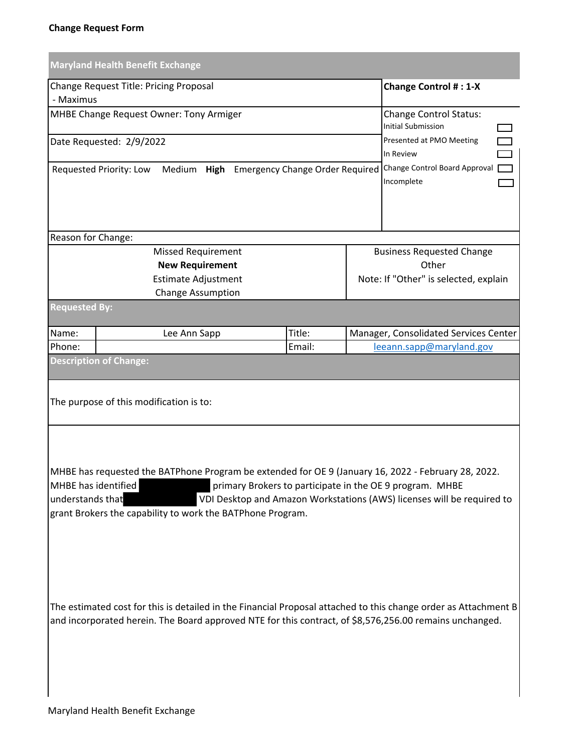**Change Request Form**

| Maryland Health Benefit Exchange | |
|---|---|
| Change Request Title: Pricing Proposal - Maximus | **Change Control # : 1-X** |
| MHBE Change Request Owner: Tony Armiger | Change Control Status: Initial Submission ☐ Presented at PMO Meeting ☐ In Review ☐ Change Control Board Approval ☐ Incomplete ☐ |
| Date Requested: 2/9/2022 | |
| Requested Priority: Low Medium **High** Emergency Change Order Required | |

| Reason for Change: | |
|---|---|
| Missed Requirement | Business Requested Change |
| **New Requirement** | Other |
| Estimate Adjustment | Note: If "Other" is selected, explain |
| Change Assumption | |

| Requested By: | | | |
|---|---|---|---|
| Name: | Lee Ann Sapp | Title: | Manager, Consolidated Services Center |
| Phone: | | Email: | leeann.sapp@maryland.gov |

**Description of Change:**

The purpose of this modification is to:

MHBE has requested the BATPhone Program be extended for OE 9 (January 16, 2022 - February 28, 2022. MHBE has identified [REDACTED] primary Brokers to participate in the OE 9 program. MHBE understands that [REDACTED] VDI Desktop and Amazon Workstations (AWS) licenses will be required to grant Brokers the capability to work the BATPhone Program.

The estimated cost for this is detailed in the Financial Proposal attached to this change order as Attachment B and incorporated herein. The Board approved NTE for this contract, of $8,576,256.00 remains unchanged.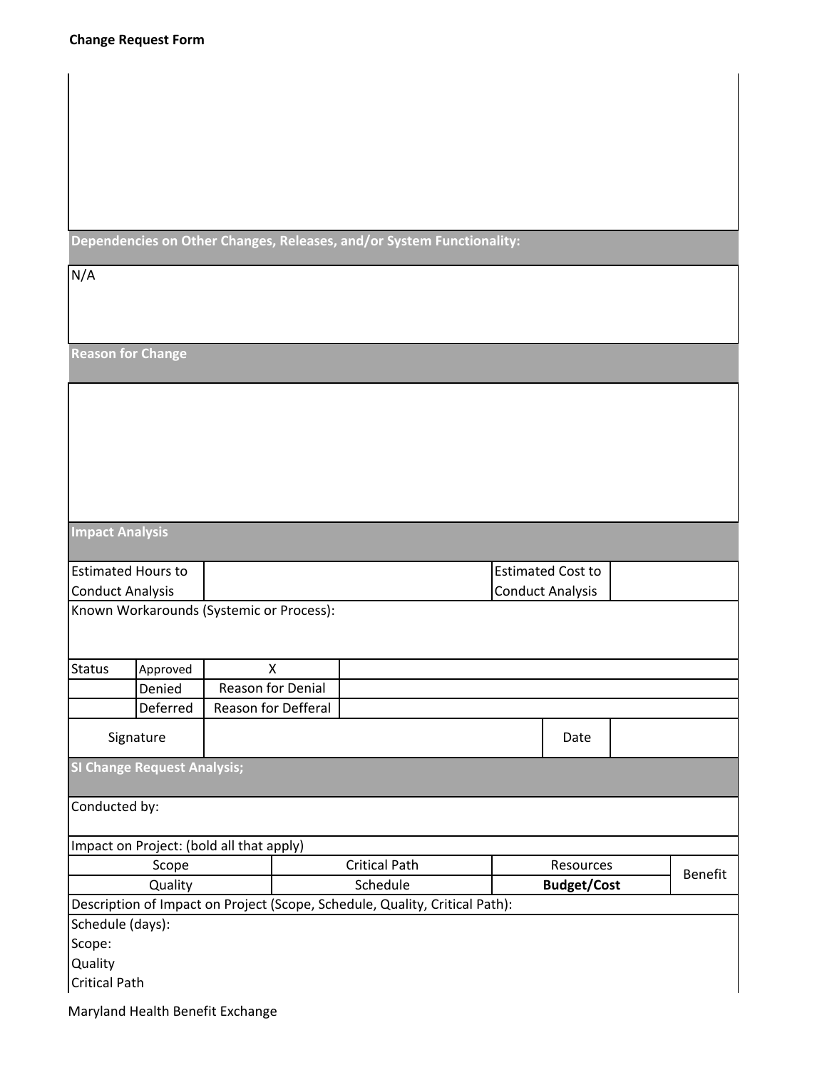## Dependencies on Other Changes, Releases, and/or System Functionality:

N/A

## Reason for Change

## Impact Analysis

| Estimated Hours to Conduct Analysis | | Estimated Cost to Conduct Analysis | |
|---|---|---|---|

Known Workarounds (Systemic or Process):

| Status | Approved | X | |
|---|---|---|---|
| | Denied | Reason for Denial | |
| | Deferred | Reason for Defferal | |

| Signature | | Date | |
|---|---|---|---|

## SI Change Request Analysis;

Conducted by:

Impact on Project: (bold all that apply)

| Scope | Critical Path | Resources | Benefit |
|---|---|---|---|
| Quality | Schedule | **Budget/Cost** | |

Description of Impact on Project (Scope, Schedule, Quality, Critical Path):

Schedule (days):

Scope:

Quality

Critical Path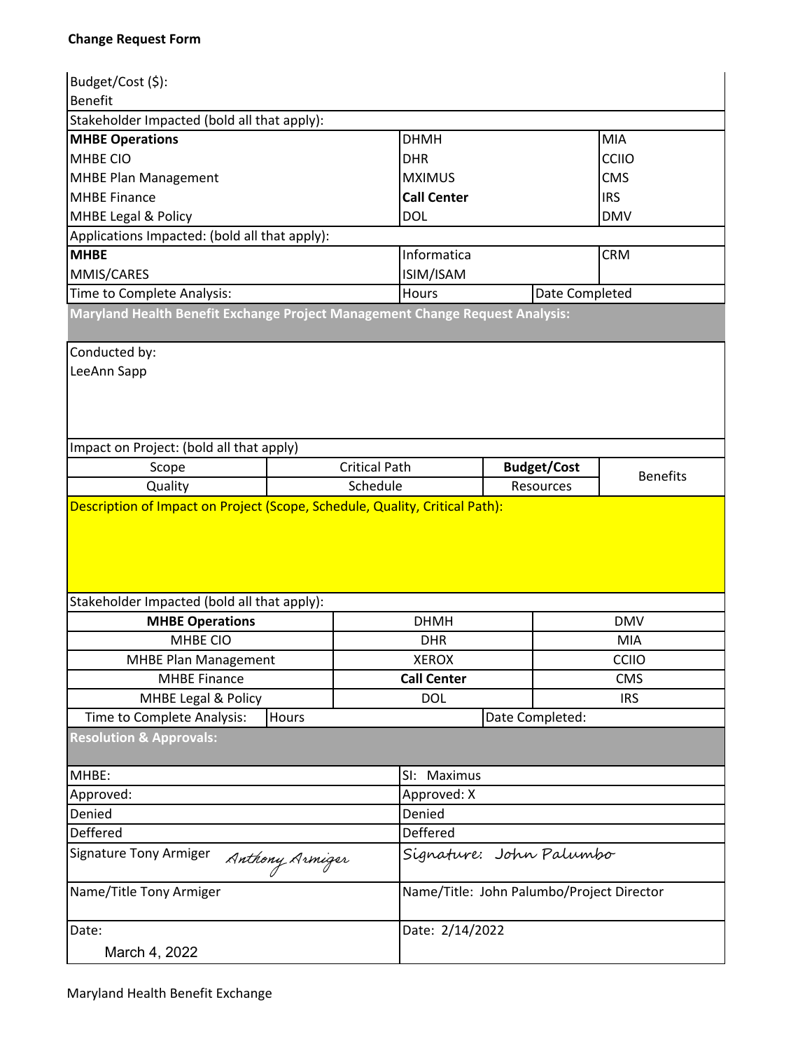**Change Request Form**

| | | |
|---|---|---|
| Budget/Cost ($):<br>Benefit | | |
| Stakeholder Impacted (bold all that apply): | | |
| **MHBE Operations** | DHMH | MIA |
| MHBE CIO | DHR | CCIIO |
| MHBE Plan Management | MXIMUS | CMS |
| MHBE Finance | **Call Center** | IRS |
| MHBE Legal & Policy | DOL | DMV |
| Applications Impacted: (bold all that apply): | | |
| **MHBE** | Informatica | CRM |
| MMIS/CARES | ISIM/ISAM | |
| Time to Complete Analysis: | Hours | Date Completed |

**Maryland Health Benefit Exchange Project Management Change Request Analysis:**

Conducted by:
LeeAnn Sapp

Impact on Project: (bold all that apply)

| | | | |
|---|---|---|---|
| Scope | Critical Path | **Budget/Cost** | Benefits |
| Quality | Schedule | Resources | |

Description of Impact on Project (Scope, Schedule, Quality, Critical Path):

Stakeholder Impacted (bold all that apply):

| | | |
|---|---|---|
| **MHBE Operations** | DHMH | DMV |
| MHBE CIO | DHR | MIA |
| MHBE Plan Management | XEROX | CCIIO |
| MHBE Finance | **Call Center** | CMS |
| MHBE Legal & Policy | DOL | IRS |
| Time to Complete Analysis: Hours | | Date Completed: |

**Resolution & Approvals:**

| | |
|---|---|
| MHBE: | SI: Maximus |
| Approved: | Approved: X |
| Denied | Denied |
| Deffered | Deffered |
| Signature Tony Armiger *Anthony Armiger* | Signature: *John Palumbo* |
| Name/Title Tony Armiger | Name/Title: John Palumbo/Project Director |
| Date:<br>March 4, 2022 | Date: 2/14/2022 |

Maryland Health Benefit Exchange